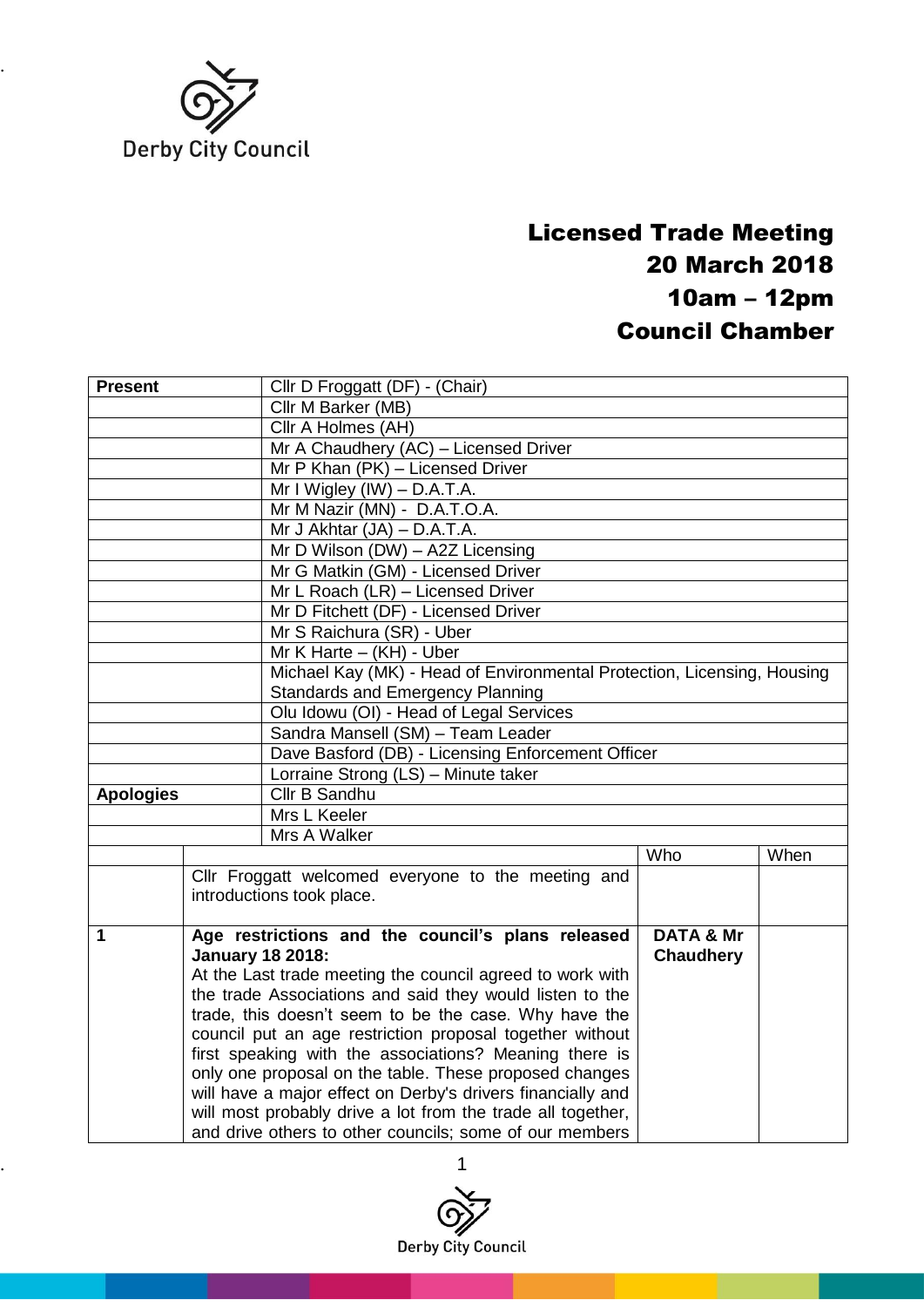Derby City Council

# Licensed Trade Meeting
## 20 March 2018
## 10am – 12pm
## Council Chamber

| Present | Cllr D Froggatt (DF) - (Chair) |
|---|---|
| | Cllr M Barker (MB) |
| | Cllr A Holmes (AH) |
| | Mr A Chaudhery (AC) – Licensed Driver |
| | Mr P Khan (PK) – Licensed Driver |
| | Mr I Wigley (IW) – D.A.T.A. |
| | Mr M Nazir (MN) - D.A.T.O.A. |
| | Mr J Akhtar (JA) – D.A.T.A. |
| | Mr D Wilson (DW) – A2Z Licensing |
| | Mr G Matkin (GM) - Licensed Driver |
| | Mr L Roach (LR) – Licensed Driver |
| | Mr D Fitchett (DF) - Licensed Driver |
| | Mr S Raichura (SR) - Uber |
| | Mr K Harte – (KH) - Uber |
| | Michael Kay (MK) - Head of Environmental Protection, Licensing, Housing Standards and Emergency Planning |
| | Olu Idowu (OI) - Head of Legal Services |
| | Sandra Mansell (SM) – Team Leader |
| | Dave Basford (DB) - Licensing Enforcement Officer |
| | Lorraine Strong (LS) – Minute taker |
| **Apologies** | Cllr B Sandhu |
| | Mrs L Keeler |
| | Mrs A Walker |

| | | Who | When |
|---|---|---|---|
| | Cllr Froggatt welcomed everyone to the meeting and introductions took place. | | |
| **1** | **Age restrictions and the council's plans released January 18 2018:**<br>At the Last trade meeting the council agreed to work with the trade Associations and said they would listen to the trade, this doesn't seem to be the case. Why have the council put an age restriction proposal together without first speaking with the associations? Meaning there is only one proposal on the table. These proposed changes will have a major effect on Derby's drivers financially and will most probably drive a lot from the trade all together, and drive others to other councils; some of our members | **DATA & Mr Chaudhery** | |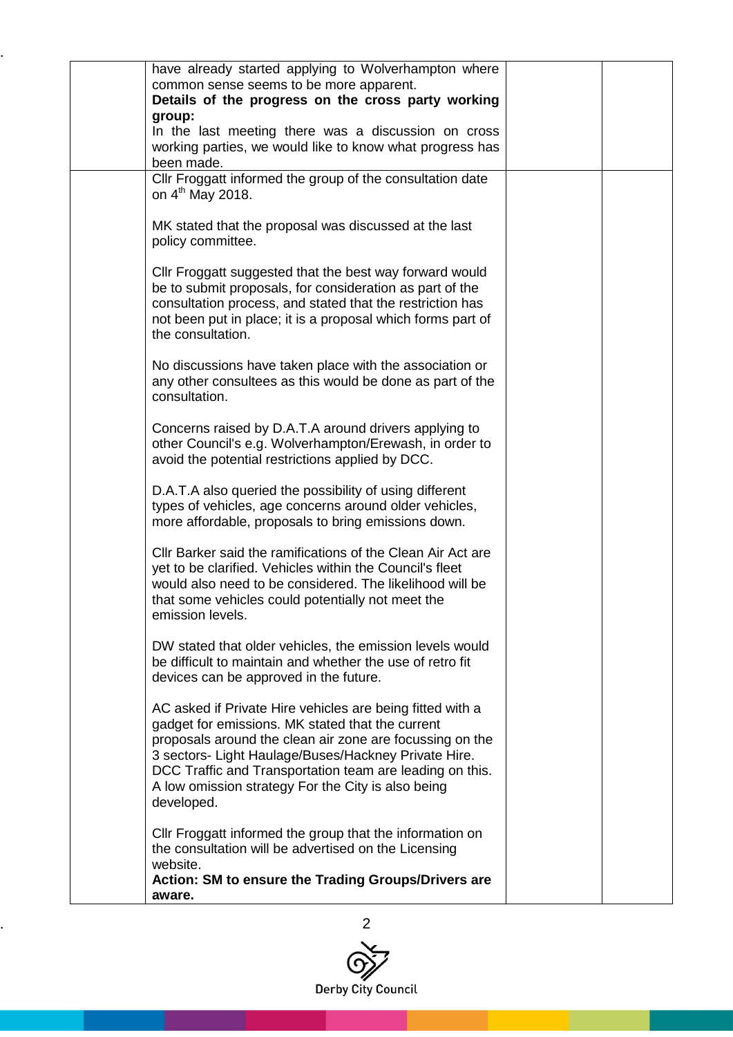| | have already started applying to Wolverhampton where common sense seems to be more apparent.<br>**Details of the progress on the cross party working group:**<br>In the last meeting there was a discussion on cross working parties, we would like to know what progress has been made. | | |
|---|---|---|---|
| | Cllr Froggatt informed the group of the consultation date on 4th May 2018.<br><br>MK stated that the proposal was discussed at the last policy committee.<br><br>Cllr Froggatt suggested that the best way forward would be to submit proposals, for consideration as part of the consultation process, and stated that the restriction has not been put in place; it is a proposal which forms part of the consultation.<br><br>No discussions have taken place with the association or any other consultees as this would be done as part of the consultation.<br><br>Concerns raised by D.A.T.A around drivers applying to other Council's e.g. Wolverhampton/Erewash, in order to avoid the potential restrictions applied by DCC.<br><br>D.A.T.A also queried the possibility of using different types of vehicles, age concerns around older vehicles, more affordable, proposals to bring emissions down.<br><br>Cllr Barker said the ramifications of the Clean Air Act are yet to be clarified. Vehicles within the Council's fleet would also need to be considered. The likelihood will be that some vehicles could potentially not meet the emission levels.<br><br>DW stated that older vehicles, the emission levels would be difficult to maintain and whether the use of retro fit devices can be approved in the future.<br><br>AC asked if Private Hire vehicles are being fitted with a gadget for emissions. MK stated that the current proposals around the clean air zone are focussing on the 3 sectors- Light Haulage/Buses/Hackney Private Hire. DCC Traffic and Transportation team are leading on this. A low omission strategy For the City is also being developed.<br><br>Cllr Froggatt informed the group that the information on the consultation will be advertised on the Licensing website.<br>**Action: SM to ensure the Trading Groups/Drivers are aware.** | | |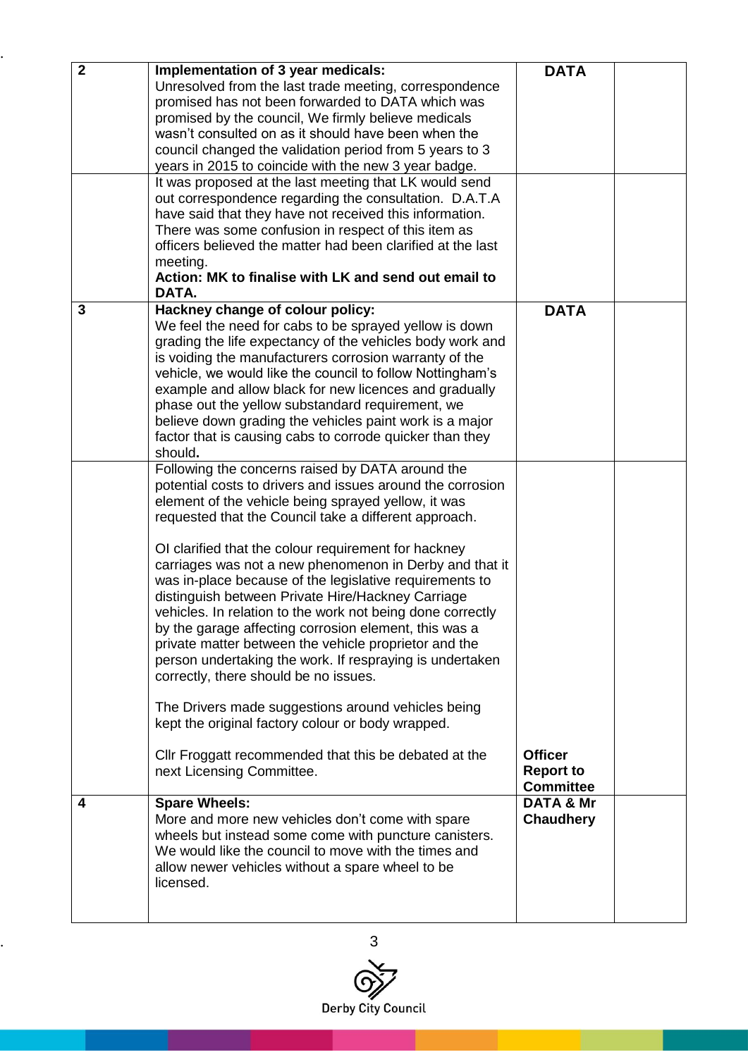| 2 | **Implementation of 3 year medicals:**<br>Unresolved from the last trade meeting, correspondence promised has not been forwarded to DATA which was promised by the council, We firmly believe medicals wasn't consulted on as it should have been when the council changed the validation period from 5 years to 3 years in 2015 to coincide with the new 3 year badge. | **DATA** | |
|---|---|---|---|
| | It was proposed at the last meeting that LK would send out correspondence regarding the consultation. D.A.T.A have said that they have not received this information. There was some confusion in respect of this item as officers believed the matter had been clarified at the last meeting.<br>**Action: MK to finalise with LK and send out email to DATA.** | | |
| 3 | **Hackney change of colour policy:**<br>We feel the need for cabs to be sprayed yellow is down grading the life expectancy of the vehicles body work and is voiding the manufacturers corrosion warranty of the vehicle, we would like the council to follow Nottingham's example and allow black for new licences and gradually phase out the yellow substandard requirement, we believe down grading the vehicles paint work is a major factor that is causing cabs to corrode quicker than they should**.** | **DATA** | |
| | Following the concerns raised by DATA around the potential costs to drivers and issues around the corrosion element of the vehicle being sprayed yellow, it was requested that the Council take a different approach.<br><br>OI clarified that the colour requirement for hackney carriages was not a new phenomenon in Derby and that it was in-place because of the legislative requirements to distinguish between Private Hire/Hackney Carriage vehicles. In relation to the work not being done correctly by the garage affecting corrosion element, this was a private matter between the vehicle proprietor and the person undertaking the work. If respraying is undertaken correctly, there should be no issues.<br><br>The Drivers made suggestions around vehicles being kept the original factory colour or body wrapped.<br><br>Cllr Froggatt recommended that this be debated at the next Licensing Committee. | **Officer Report to Committee** | |
| 4 | **Spare Wheels:**<br>More and more new vehicles don't come with spare wheels but instead some come with puncture canisters. We would like the council to move with the times and allow newer vehicles without a spare wheel to be licensed. | **DATA & Mr Chaudhery** | |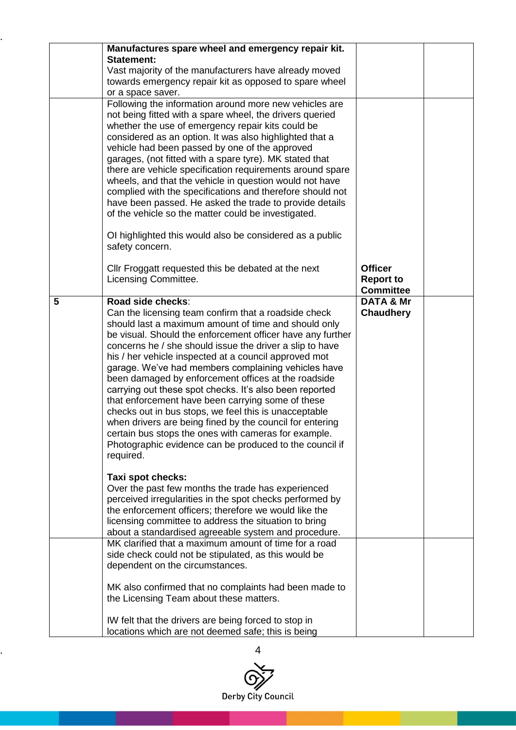| | | | |
|---|---|---|---|
| | **Manufactures spare wheel and emergency repair kit.**<br>**Statement:**<br>Vast majority of the manufacturers have already moved towards emergency repair kit as opposed to spare wheel or a space saver. | | |
| | Following the information around more new vehicles are not being fitted with a spare wheel, the drivers queried whether the use of emergency repair kits could be considered as an option. It was also highlighted that a vehicle had been passed by one of the approved garages, (not fitted with a spare tyre). MK stated that there are vehicle specification requirements around spare wheels, and that the vehicle in question would not have complied with the specifications and therefore should not have been passed. He asked the trade to provide details of the vehicle so the matter could be investigated.<br><br>OI highlighted this would also be considered as a public safety concern.<br><br>Cllr Froggatt requested this be debated at the next Licensing Committee. | <br><br><br><br><br><br><br><br><br><br><br><br><br><br>**Officer Report to Committee** | |
| **5** | **Road side checks**:<br>Can the licensing team confirm that a roadside check should last a maximum amount of time and should only be visual. Should the enforcement officer have any further concerns he / she should issue the driver a slip to have his / her vehicle inspected at a council approved mot garage. We've had members complaining vehicles have been damaged by enforcement offices at the roadside carrying out these spot checks. It's also been reported that enforcement have been carrying some of these checks out in bus stops, we feel this is unacceptable when drivers are being fined by the council for entering certain bus stops the ones with cameras for example. Photographic evidence can be produced to the council if required.<br><br>**Taxi spot checks:**<br>Over the past few months the trade has experienced perceived irregularities in the spot checks performed by the enforcement officers; therefore we would like the licensing committee to address the situation to bring about a standardised agreeable system and procedure. | **DATA & Mr Chaudhery** | |
| | MK clarified that a maximum amount of time for a road side check could not be stipulated, as this would be dependent on the circumstances.<br><br>MK also confirmed that no complaints had been made to the Licensing Team about these matters.<br><br>IW felt that the drivers are being forced to stop in locations which are not deemed safe; this is being | | |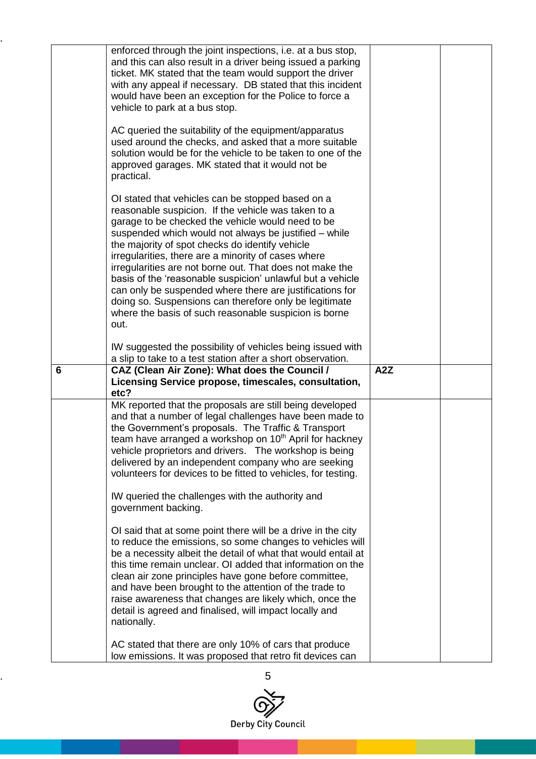| | | | |
|---|---|---|---|
| | enforced through the joint inspections, i.e. at a bus stop, and this can also result in a driver being issued a parking ticket. MK stated that the team would support the driver with any appeal if necessary. DB stated that this incident would have been an exception for the Police to force a vehicle to park at a bus stop.<br><br>AC queried the suitability of the equipment/apparatus used around the checks, and asked that a more suitable solution would be for the vehicle to be taken to one of the approved garages. MK stated that it would not be practical.<br><br>OI stated that vehicles can be stopped based on a reasonable suspicion. If the vehicle was taken to a garage to be checked the vehicle would need to be suspended which would not always be justified – while the majority of spot checks do identify vehicle irregularities, there are a minority of cases where irregularities are not borne out. That does not make the basis of the 'reasonable suspicion' unlawful but a vehicle can only be suspended where there are justifications for doing so. Suspensions can therefore only be legitimate where the basis of such reasonable suspicion is borne out.<br><br>IW suggested the possibility of vehicles being issued with a slip to take to a test station after a short observation. | | |
| **6** | **CAZ (Clean Air Zone): What does the Council / Licensing Service propose, timescales, consultation, etc?** | **A2Z** | |
| | MK reported that the proposals are still being developed and that a number of legal challenges have been made to the Government's proposals. The Traffic & Transport team have arranged a workshop on 10th April for hackney vehicle proprietors and drivers. The workshop is being delivered by an independent company who are seeking volunteers for devices to be fitted to vehicles, for testing.<br><br>IW queried the challenges with the authority and government backing.<br><br>OI said that at some point there will be a drive in the city to reduce the emissions, so some changes to vehicles will be a necessity albeit the detail of what that would entail at this time remain unclear. OI added that information on the clean air zone principles have gone before committee, and have been brought to the attention of the trade to raise awareness that changes are likely which, once the detail is agreed and finalised, will impact locally and nationally.<br><br>AC stated that there are only 10% of cars that produce low emissions. It was proposed that retro fit devices can | | |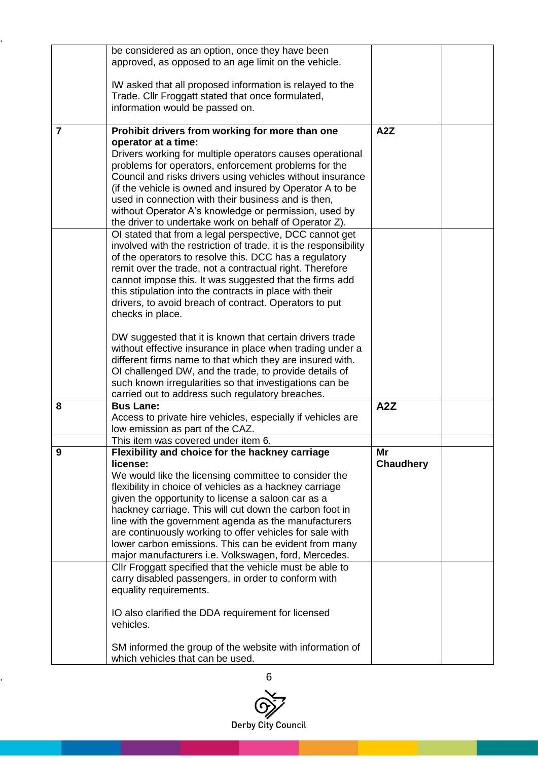| | | | |
|---|---|---|---|
| | be considered as an option, once they have been approved, as opposed to an age limit on the vehicle.<br><br>IW asked that all proposed information is relayed to the Trade. Cllr Froggatt stated that once formulated, information would be passed on. | | |
| **7** | **Prohibit drivers from working for more than one operator at a time:**<br>Drivers working for multiple operators causes operational problems for operators, enforcement problems for the Council and risks drivers using vehicles without insurance (if the vehicle is owned and insured by Operator A to be used in connection with their business and is then, without Operator A's knowledge or permission, used by the driver to undertake work on behalf of Operator Z). | **A2Z** | |
| | OI stated that from a legal perspective, DCC cannot get involved with the restriction of trade, it is the responsibility of the operators to resolve this. DCC has a regulatory remit over the trade, not a contractual right. Therefore cannot impose this. It was suggested that the firms add this stipulation into the contracts in place with their drivers, to avoid breach of contract. Operators to put checks in place.<br><br>DW suggested that it is known that certain drivers trade without effective insurance in place when trading under a different firms name to that which they are insured with. OI challenged DW, and the trade, to provide details of such known irregularities so that investigations can be carried out to address such regulatory breaches. | | |
| **8** | **Bus Lane:**<br>Access to private hire vehicles, especially if vehicles are low emission as part of the CAZ. | **A2Z** | |
| | This item was covered under item 6. | | |
| **9** | **Flexibility and choice for the hackney carriage license:**<br>We would like the licensing committee to consider the flexibility in choice of vehicles as a hackney carriage given the opportunity to license a saloon car as a hackney carriage. This will cut down the carbon foot in line with the government agenda as the manufacturers are continuously working to offer vehicles for sale with lower carbon emissions. This can be evident from many major manufacturers i.e. Volkswagen, ford, Mercedes. | **Mr Chaudhery** | |
| | Cllr Froggatt specified that the vehicle must be able to carry disabled passengers, in order to conform with equality requirements.<br><br>IO also clarified the DDA requirement for licensed vehicles.<br><br>SM informed the group of the website with information of which vehicles that can be used. | | |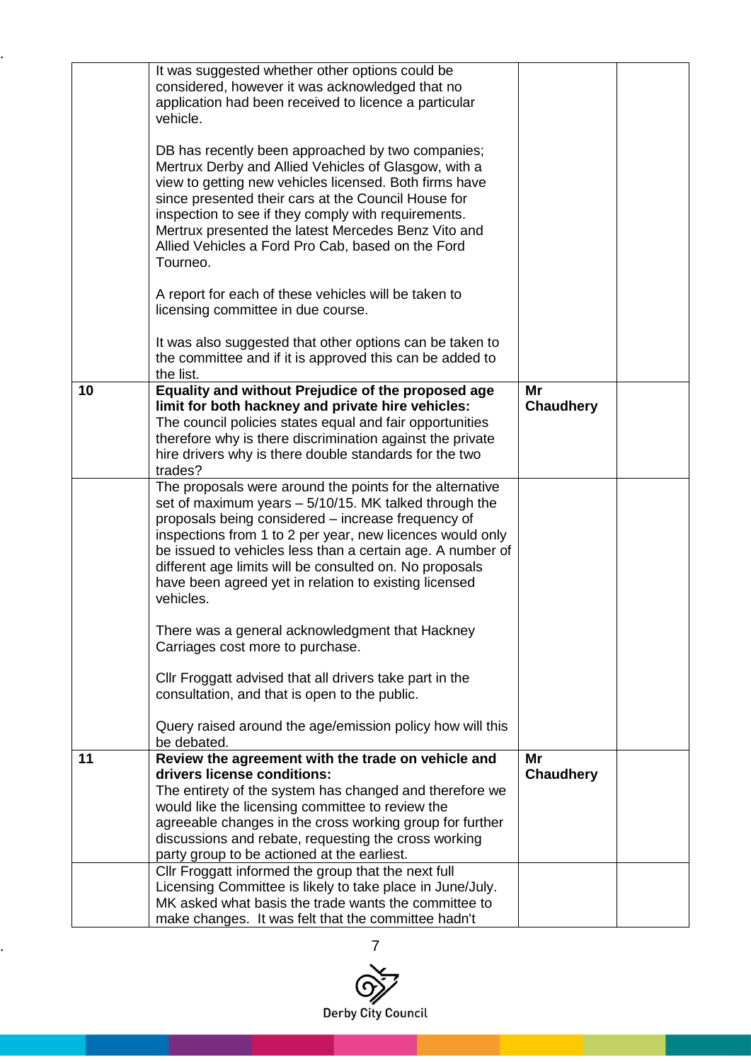| | | | |
|---|---|---|---|
| | It was suggested whether other options could be considered, however it was acknowledged that no application had been received to licence a particular vehicle.<br><br>DB has recently been approached by two companies; Mertrux Derby and Allied Vehicles of Glasgow, with a view to getting new vehicles licensed. Both firms have since presented their cars at the Council House for inspection to see if they comply with requirements. Mertrux presented the latest Mercedes Benz Vito and Allied Vehicles a Ford Pro Cab, based on the Ford Tourneo.<br><br>A report for each of these vehicles will be taken to licensing committee in due course.<br><br>It was also suggested that other options can be taken to the committee and if it is approved this can be added to the list. | | |
| **10** | **Equality and without Prejudice of the proposed age limit for both hackney and private hire vehicles:**<br>The council policies states equal and fair opportunities therefore why is there discrimination against the private hire drivers why is there double standards for the two trades? | **Mr Chaudhery** | |
| | The proposals were around the points for the alternative set of maximum years – 5/10/15. MK talked through the proposals being considered – increase frequency of inspections from 1 to 2 per year, new licences would only be issued to vehicles less than a certain age. A number of different age limits will be consulted on. No proposals have been agreed yet in relation to existing licensed vehicles.<br><br>There was a general acknowledgment that Hackney Carriages cost more to purchase.<br><br>Cllr Froggatt advised that all drivers take part in the consultation, and that is open to the public.<br><br>Query raised around the age/emission policy how will this be debated. | | |
| **11** | **Review the agreement with the trade on vehicle and drivers license conditions:**<br>The entirety of the system has changed and therefore we would like the licensing committee to review the agreeable changes in the cross working group for further discussions and rebate, requesting the cross working party group to be actioned at the earliest. | **Mr Chaudhery** | |
| | Cllr Froggatt informed the group that the next full Licensing Committee is likely to take place in June/July. MK asked what basis the trade wants the committee to make changes. It was felt that the committee hadn't | | |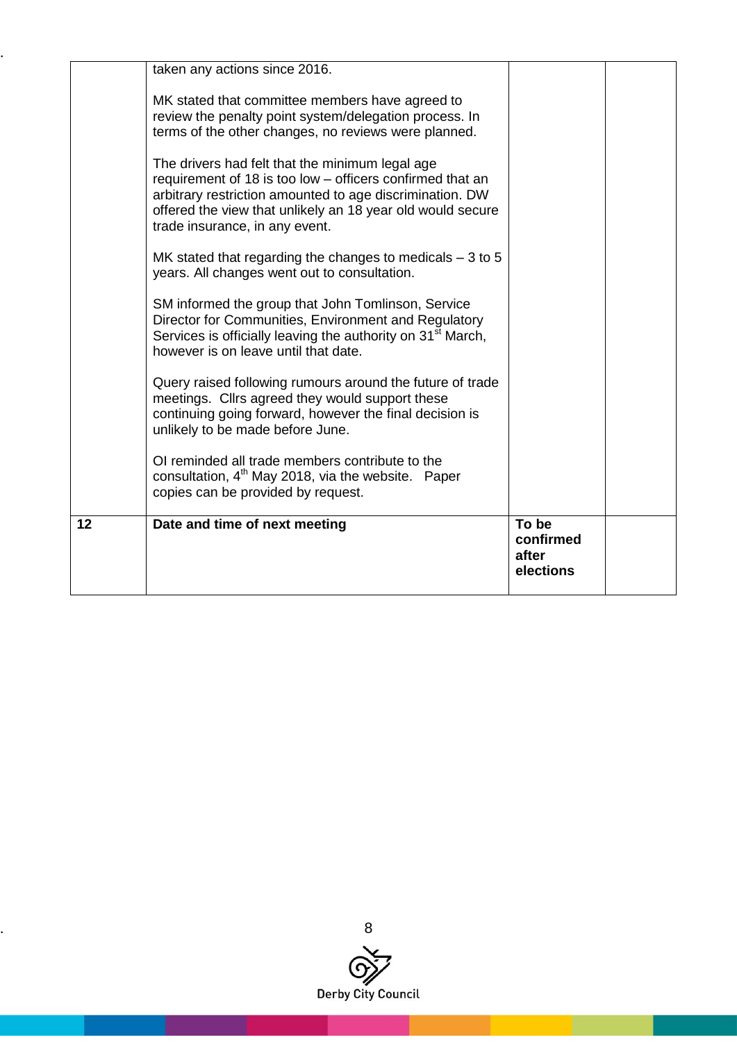| | | | |
|---|---|---|---|
| | taken any actions since 2016.<br><br>MK stated that committee members have agreed to review the penalty point system/delegation process. In terms of the other changes, no reviews were planned.<br><br>The drivers had felt that the minimum legal age requirement of 18 is too low – officers confirmed that an arbitrary restriction amounted to age discrimination. DW offered the view that unlikely an 18 year old would secure trade insurance, in any event.<br><br>MK stated that regarding the changes to medicals – 3 to 5 years. All changes went out to consultation.<br><br>SM informed the group that John Tomlinson, Service Director for Communities, Environment and Regulatory Services is officially leaving the authority on 31st March, however is on leave until that date.<br><br>Query raised following rumours around the future of trade meetings. Cllrs agreed they would support these continuing going forward, however the final decision is unlikely to be made before June.<br><br>OI reminded all trade members contribute to the consultation, 4th May 2018, via the website. Paper copies can be provided by request. | | |
| **12** | **Date and time of next meeting** | **To be confirmed after elections** | |